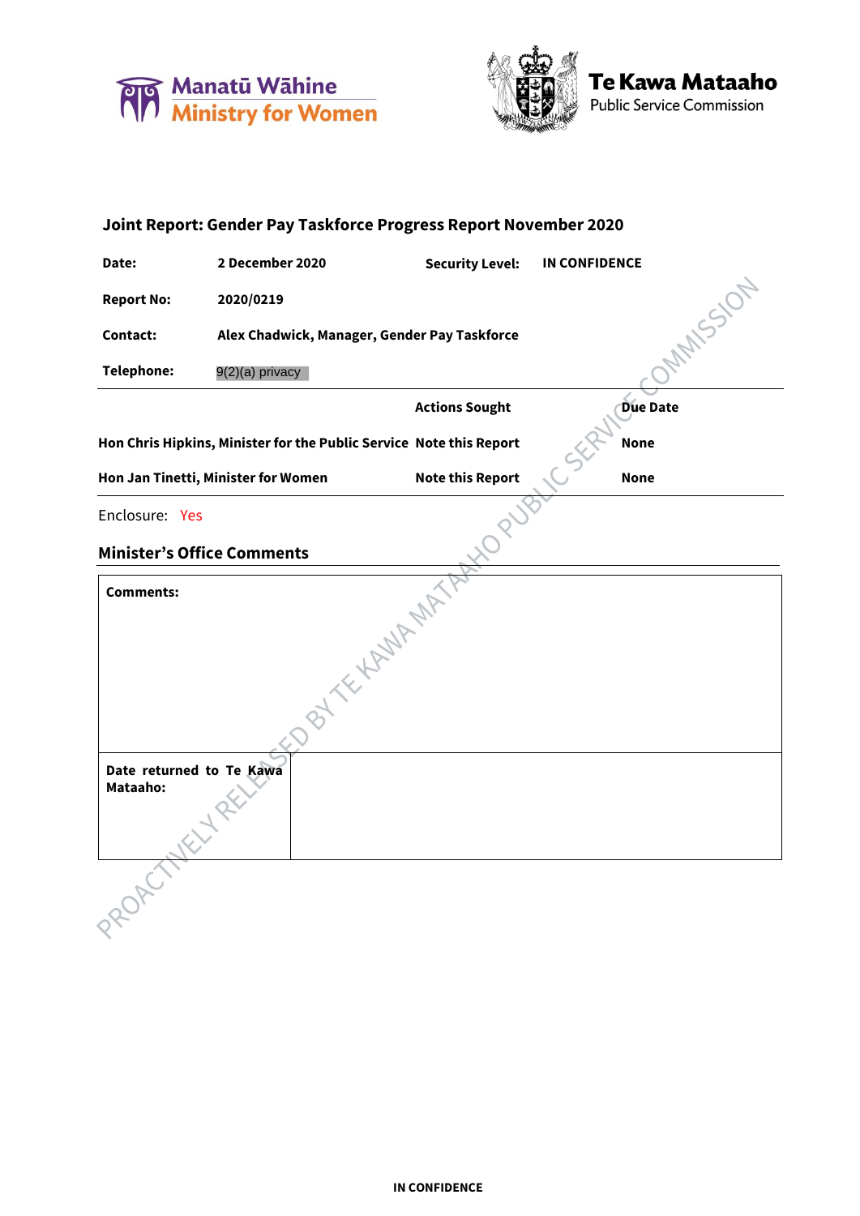Manatū Wāhine
Ministry for Women

Te Kawa Mataaho
Public Service Commission

## Joint Report: Gender Pay Taskforce Progress Report November 2020

| | | | |
|---|---|---|---|
| **Date:** | **2 December 2020** | **Security Level:** | **IN CONFIDENCE** |
| **Report No:** | **2020/0219** | | |
| **Contact:** | **Alex Chadwick, Manager, Gender Pay Taskforce** | | |
| **Telephone:** | 9(2)(a) privacy | | |

| | Actions Sought | Due Date |
|---|---|---|
| **Hon Chris Hipkins, Minister for the Public Service** | **Note this Report** | **None** |
| **Hon Jan Tinetti, Minister for Women** | **Note this Report** | **None** |

Enclosure: Yes

### Minister's Office Comments

| **Comments:** | |
|---|---|
| **Date returned to Te Kawa Mataaho:** | |

PROACTIVELY RELEASED BY TE KAWA MATAAHO PUBLIC SERVICE COMMISSION

**IN CONFIDENCE**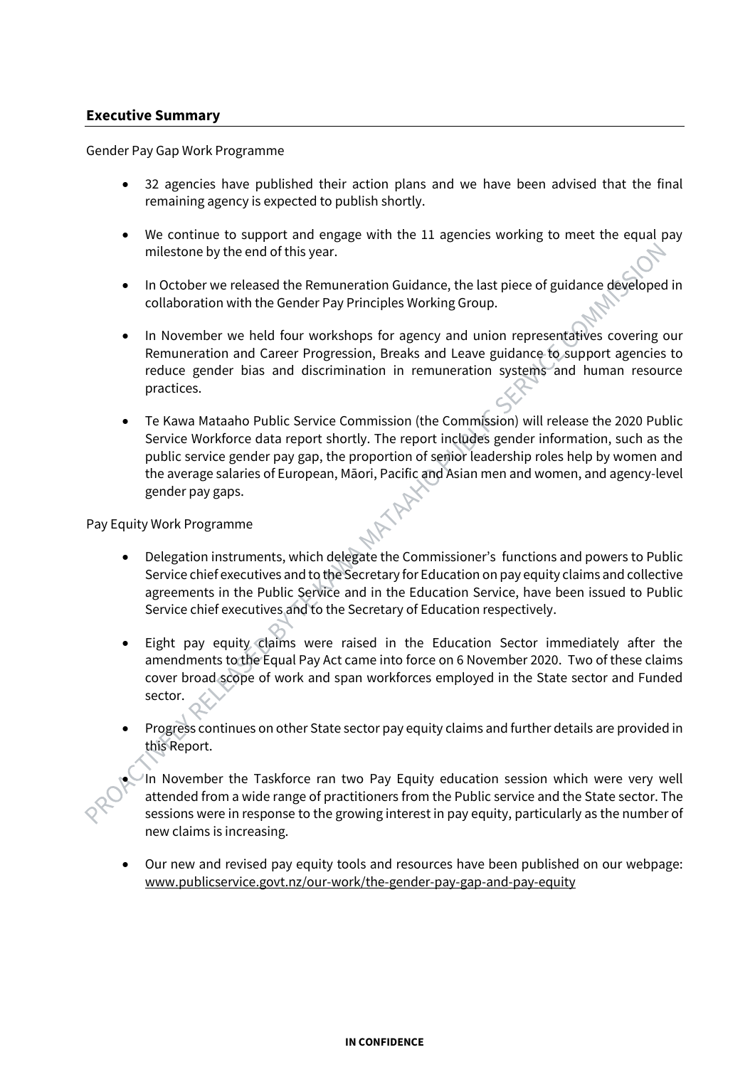## Executive Summary

Gender Pay Gap Work Programme

- 32 agencies have published their action plans and we have been advised that the final remaining agency is expected to publish shortly.
- We continue to support and engage with the 11 agencies working to meet the equal pay milestone by the end of this year.
- In October we released the Remuneration Guidance, the last piece of guidance developed in collaboration with the Gender Pay Principles Working Group.
- In November we held four workshops for agency and union representatives covering our Remuneration and Career Progression, Breaks and Leave guidance to support agencies to reduce gender bias and discrimination in remuneration systems and human resource practices.
- Te Kawa Mataaho Public Service Commission (the Commission) will release the 2020 Public Service Workforce data report shortly. The report includes gender information, such as the public service gender pay gap, the proportion of senior leadership roles help by women and the average salaries of European, Māori, Pacific and Asian men and women, and agency-level gender pay gaps.

Pay Equity Work Programme

- Delegation instruments, which delegate the Commissioner's functions and powers to Public Service chief executives and to the Secretary for Education on pay equity claims and collective agreements in the Public Service and in the Education Service, have been issued to Public Service chief executives and to the Secretary of Education respectively.
- Eight pay equity claims were raised in the Education Sector immediately after the amendments to the Equal Pay Act came into force on 6 November 2020. Two of these claims cover broad scope of work and span workforces employed in the State sector and Funded sector.
- Progress continues on other State sector pay equity claims and further details are provided in this Report.
- In November the Taskforce ran two Pay Equity education session which were very well attended from a wide range of practitioners from the Public service and the State sector. The sessions were in response to the growing interest in pay equity, particularly as the number of new claims is increasing.
- Our new and revised pay equity tools and resources have been published on our webpage: www.publicservice.govt.nz/our-work/the-gender-pay-gap-and-pay-equity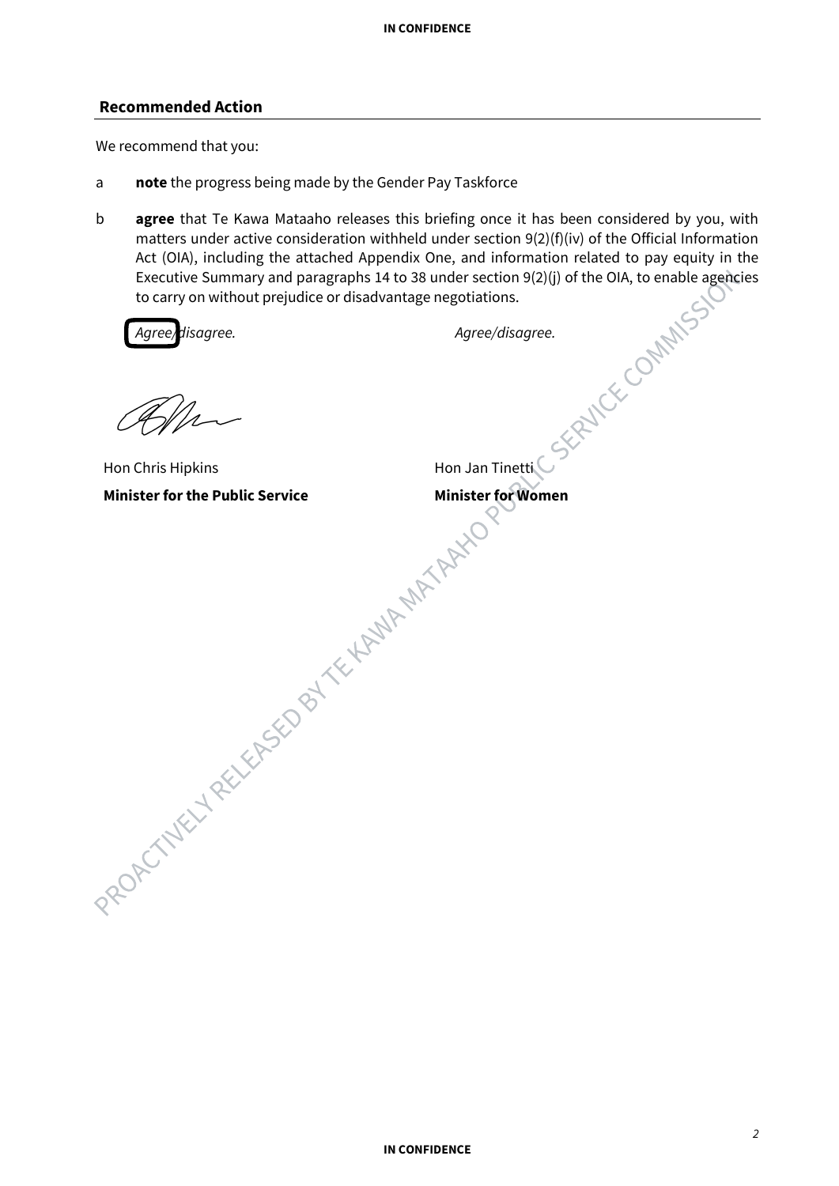## Recommended Action

We recommend that you:

a **note** the progress being made by the Gender Pay Taskforce

b **agree** that Te Kawa Mataaho releases this briefing once it has been considered by you, with matters under active consideration withheld under section 9(2)(f)(iv) of the Official Information Act (OIA), including the attached Appendix One, and information related to pay equity in the Executive Summary and paragraphs 14 to 38 under section 9(2)(j) of the OIA, to enable agencies to carry on without prejudice or disadvantage negotiations.

| *Agree/disagree.* | *Agree/disagree.* |
|---|---|
| Hon Chris Hipkins | Hon Jan Tinetti |
| **Minister for the Public Service** | **Minister for Women** |

PROACTIVELY RELEASED BY TE KAWA MATAAHO PUBLIC SERVICE COMMISSION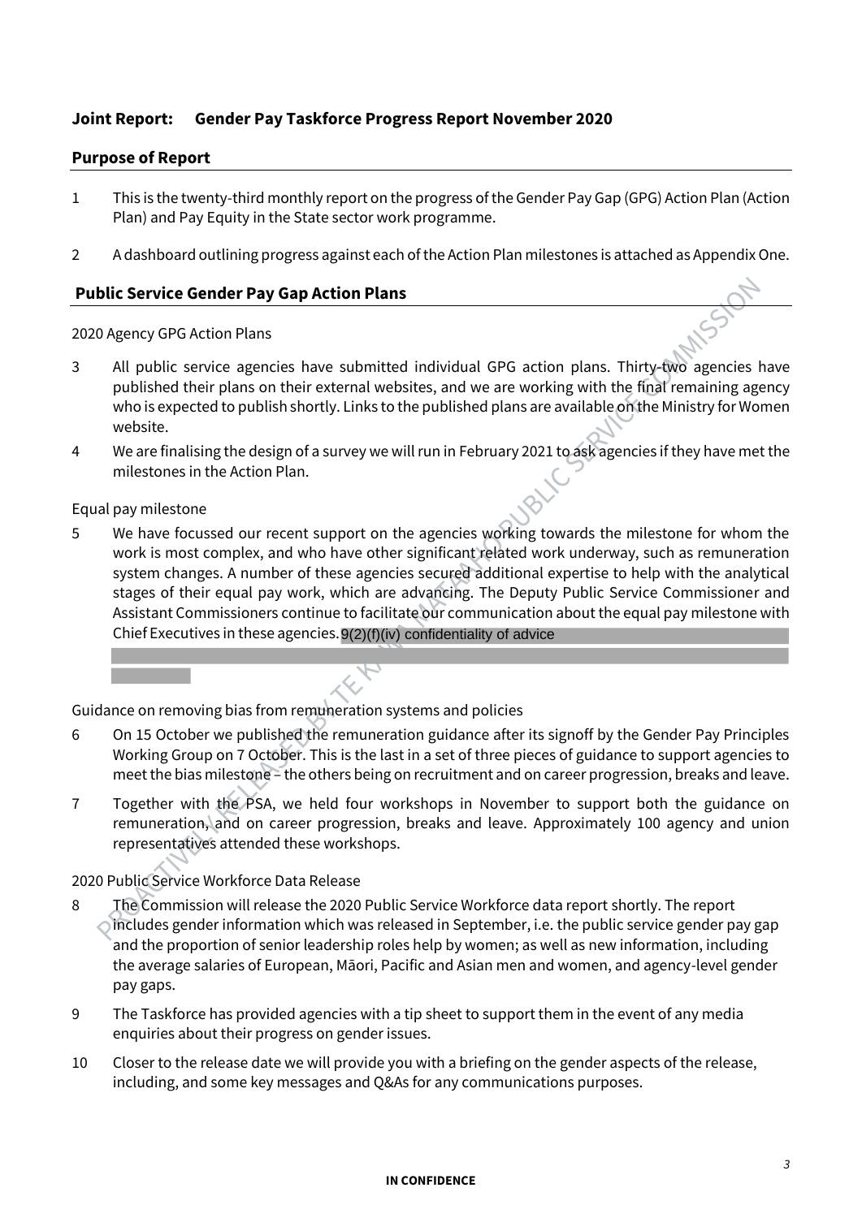## Joint Report: Gender Pay Taskforce Progress Report November 2020

### Purpose of Report

1 This is the twenty-third monthly report on the progress of the Gender Pay Gap (GPG) Action Plan (Action Plan) and Pay Equity in the State sector work programme.

2 A dashboard outlining progress against each of the Action Plan milestones is attached as Appendix One.

### Public Service Gender Pay Gap Action Plans

2020 Agency GPG Action Plans

3 All public service agencies have submitted individual GPG action plans. Thirty-two agencies have published their plans on their external websites, and we are working with the final remaining agency who is expected to publish shortly. Links to the published plans are available on the Ministry for Women website.

4 We are finalising the design of a survey we will run in February 2021 to ask agencies if they have met the milestones in the Action Plan.

Equal pay milestone

5 We have focussed our recent support on the agencies working towards the milestone for whom the work is most complex, and who have other significant related work underway, such as remuneration system changes. A number of these agencies secured additional expertise to help with the analytical stages of their equal pay work, which are advancing. The Deputy Public Service Commissioner and Assistant Commissioners continue to facilitate our communication about the equal pay milestone with Chief Executives in these agencies. 9(2)(f)(iv) confidentiality of advice

Guidance on removing bias from remuneration systems and policies

6 On 15 October we published the remuneration guidance after its signoff by the Gender Pay Principles Working Group on 7 October. This is the last in a set of three pieces of guidance to support agencies to meet the bias milestone – the others being on recruitment and on career progression, breaks and leave.

7 Together with the PSA, we held four workshops in November to support both the guidance on remuneration, and on career progression, breaks and leave. Approximately 100 agency and union representatives attended these workshops.

2020 Public Service Workforce Data Release

8 The Commission will release the 2020 Public Service Workforce data report shortly. The report includes gender information which was released in September, i.e. the public service gender pay gap and the proportion of senior leadership roles help by women; as well as new information, including the average salaries of European, Māori, Pacific and Asian men and women, and agency-level gender pay gaps.

9 The Taskforce has provided agencies with a tip sheet to support them in the event of any media enquiries about their progress on gender issues.

10 Closer to the release date we will provide you with a briefing on the gender aspects of the release, including, and some key messages and Q&As for any communications purposes.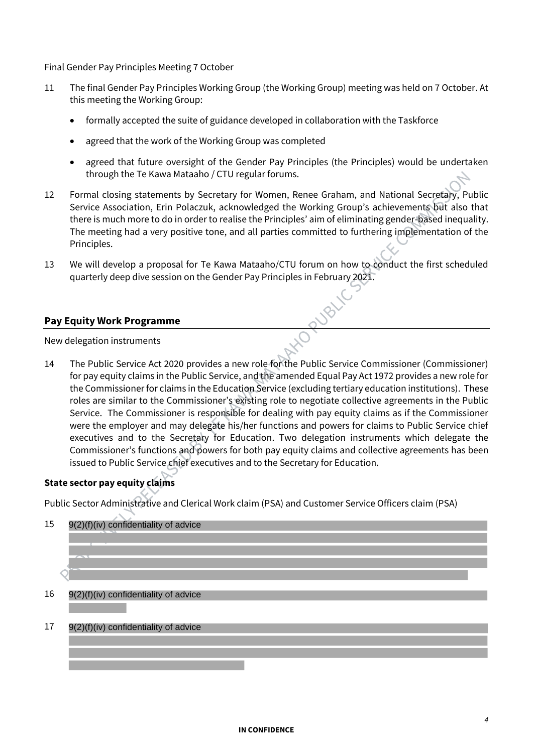Final Gender Pay Principles Meeting 7 October

11 The final Gender Pay Principles Working Group (the Working Group) meeting was held on 7 October. At this meeting the Working Group:

- formally accepted the suite of guidance developed in collaboration with the Taskforce
- agreed that the work of the Working Group was completed
- agreed that future oversight of the Gender Pay Principles (the Principles) would be undertaken through the Te Kawa Mataaho / CTU regular forums.

12 Formal closing statements by Secretary for Women, Renee Graham, and National Secretary, Public Service Association, Erin Polaczuk, acknowledged the Working Group's achievements but also that there is much more to do in order to realise the Principles' aim of eliminating gender-based inequality. The meeting had a very positive tone, and all parties committed to furthering implementation of the Principles.

13 We will develop a proposal for Te Kawa Mataaho/CTU forum on how to conduct the first scheduled quarterly deep dive session on the Gender Pay Principles in February 2021.

## Pay Equity Work Programme

New delegation instruments

14 The Public Service Act 2020 provides a new role for the Public Service Commissioner (Commissioner) for pay equity claims in the Public Service, and the amended Equal Pay Act 1972 provides a new role for the Commissioner for claims in the Education Service (excluding tertiary education institutions). These roles are similar to the Commissioner's existing role to negotiate collective agreements in the Public Service. The Commissioner is responsible for dealing with pay equity claims as if the Commissioner were the employer and may delegate his/her functions and powers for claims to Public Service chief executives and to the Secretary for Education. Two delegation instruments which delegate the Commissioner's functions and powers for both pay equity claims and collective agreements has been issued to Public Service chief executives and to the Secretary for Education.

### State sector pay equity claims

Public Sector Administrative and Clerical Work claim (PSA) and Customer Service Officers claim (PSA)

15 9(2)(f)(iv) confidentiality of advice

16 9(2)(f)(iv) confidentiality of advice

17 9(2)(f)(iv) confidentiality of advice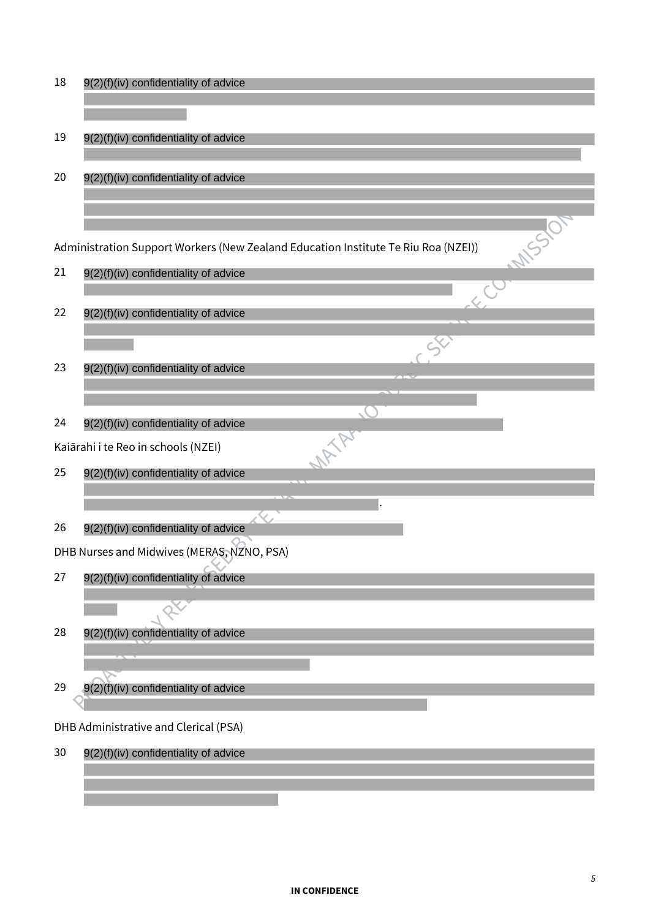18 9(2)(f)(iv) confidentiality of advice

19 9(2)(f)(iv) confidentiality of advice

20 9(2)(f)(iv) confidentiality of advice

Administration Support Workers (New Zealand Education Institute Te Riu Roa (NZEI))

21 9(2)(f)(iv) confidentiality of advice

22 9(2)(f)(iv) confidentiality of advice

23 9(2)(f)(iv) confidentiality of advice

24 9(2)(f)(iv) confidentiality of advice

Kaiārahi i te Reo in schools (NZEI)

25 9(2)(f)(iv) confidentiality of advice

26 9(2)(f)(iv) confidentiality of advice

DHB Nurses and Midwives (MERAS, NZNO, PSA)

27 9(2)(f)(iv) confidentiality of advice

28 9(2)(f)(iv) confidentiality of advice

29 9(2)(f)(iv) confidentiality of advice

DHB Administrative and Clerical (PSA)

30 9(2)(f)(iv) confidentiality of advice

**IN CONFIDENCE**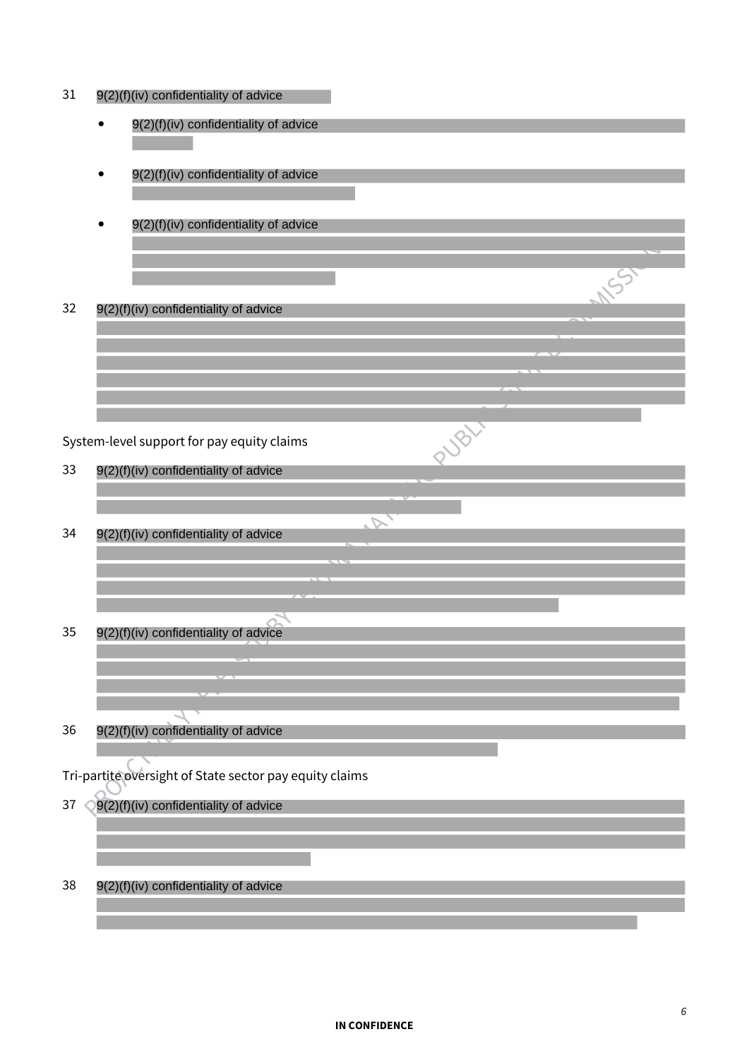31 9(2)(f)(iv) confidentiality of advice

- 9(2)(f)(iv) confidentiality of advice
- 9(2)(f)(iv) confidentiality of advice
- 9(2)(f)(iv) confidentiality of advice

32 9(2)(f)(iv) confidentiality of advice

System-level support for pay equity claims

33 9(2)(f)(iv) confidentiality of advice

34 9(2)(f)(iv) confidentiality of advice

35 9(2)(f)(iv) confidentiality of advice

36 9(2)(f)(iv) confidentiality of advice

Tri-partite oversight of State sector pay equity claims

37 9(2)(f)(iv) confidentiality of advice

38 9(2)(f)(iv) confidentiality of advice

**IN CONFIDENCE**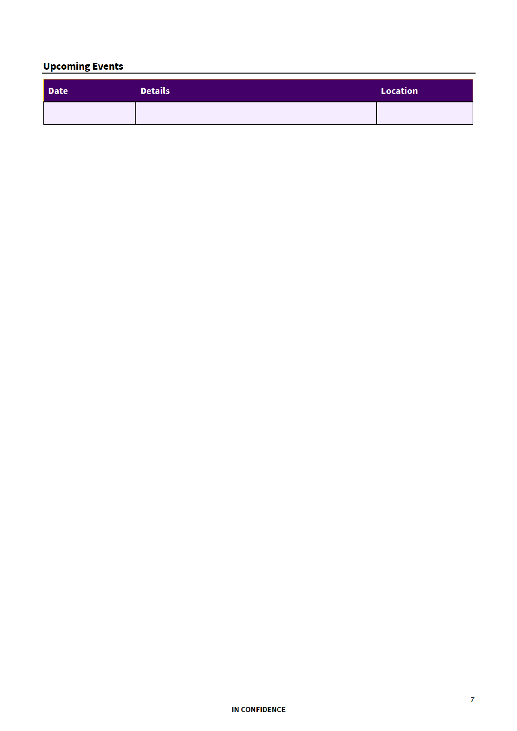## Upcoming Events

| Date | Details | Location |
| --- | --- | --- |
| | | |

**IN CONFIDENCE**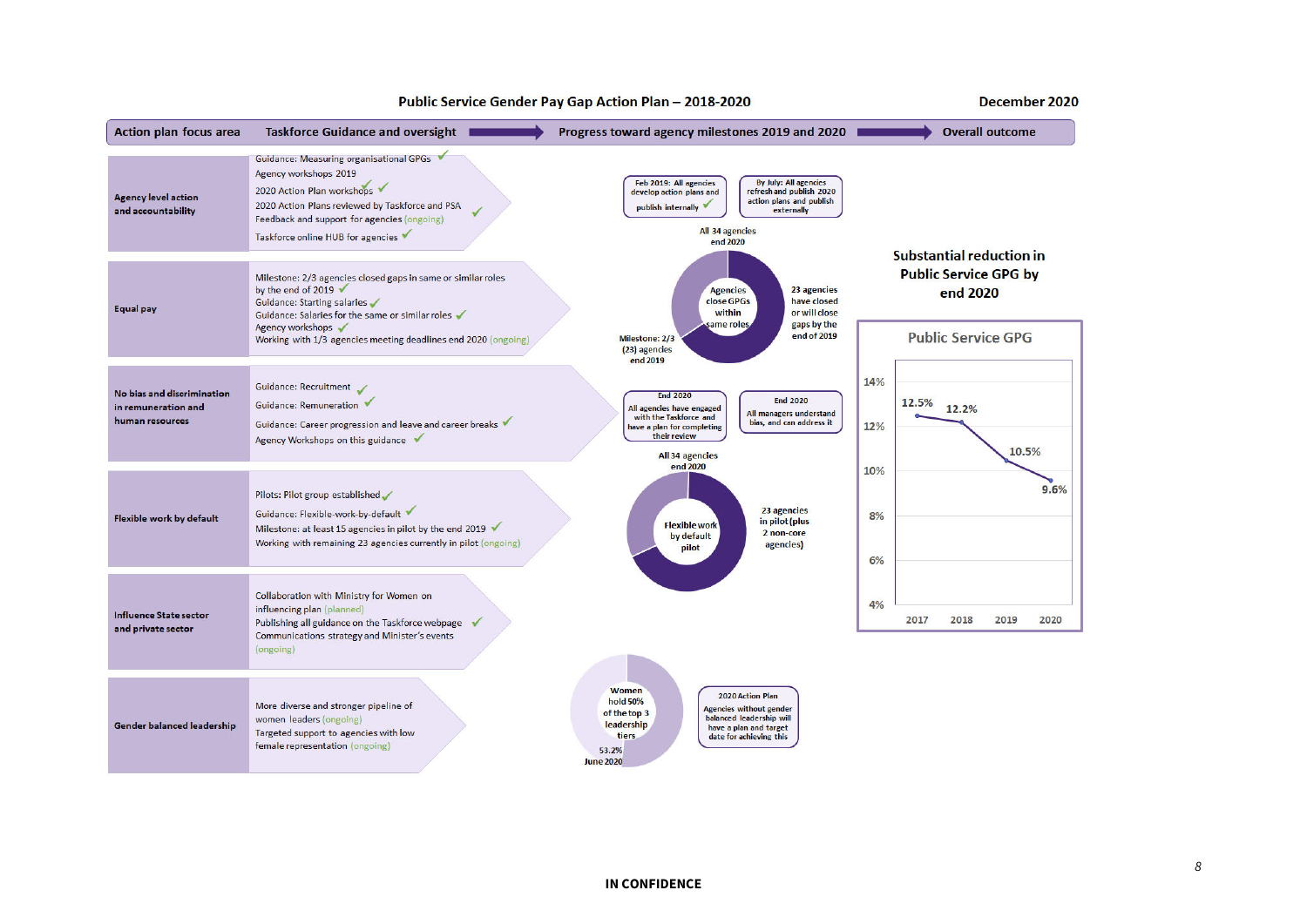# Public Service Gender Pay Gap Action Plan – 2018-2020

December 2020

| Action plan focus area | Taskforce Guidance and oversight |
|---|---|
| Agency level action and accountability | Guidance: Measuring organisational GPGs ✓<br>Agency workshops 2019<br>2020 Action Plan workshops ✓<br>2020 Action Plans reviewed by Taskforce and PSA ✓<br>Feedback and support for agencies (ongoing)<br>Taskforce online HUB for agencies ✓ |
| Equal pay | Milestone: 2/3 agencies closed gaps in same or similar roles by the end of 2019 ✓<br>Guidance: Starting salaries ✓<br>Guidance: Salaries for the same or similar roles ✓<br>Agency workshops ✓<br>Working with 1/3 agencies meeting deadlines end 2020 (ongoing) |
| No bias and discrimination in remuneration and human resources | Guidance: Recruitment ✓<br>Guidance: Remuneration ✓<br>Guidance: Career progression and leave and career breaks ✓<br>Agency Workshops on this guidance ✓ |
| Flexible work by default | Pilots: Pilot group established ✓<br>Guidance: Flexible-work-by-default ✓<br>Milestone: at least 15 agencies in pilot by the end 2019 ✓<br>Working with remaining 23 agencies currently in pilot (ongoing) |
| Influence State sector and private sector | Collaboration with Ministry for Women on influencing plan (planned)<br>Publishing all guidance on the Taskforce webpage ✓<br>Communications strategy and Minister's events (ongoing) |
| Gender balanced leadership | More diverse and stronger pipeline of women leaders (ongoing)<br>Targeted support to agencies with low female representation (ongoing) |

## Progress toward agency milestones 2019 and 2020

**Agency level action and accountability**

- Feb 2019: All agencies develop action plans and publish internally ✓
- By July: All agencies refresh and publish 2020 action plans and publish externally

**Equal pay**

All 34 agencies end 2020

Agencies close GPGs within same roles

23 agencies have closed or will close gaps by the end of 2019

Milestone: 2/3 (23) agencies end 2019

**No bias and discrimination in remuneration and human resources**

- End 2020: All agencies have engaged with the Taskforce and have a plan for completing their review
- End 2020: All managers understand bias, and can address it

**Flexible work by default**

All 34 agencies end 2020

Flexible work by default pilot

23 agencies in pilot (plus 2 non-core agencies)

**Gender balanced leadership**

Women hold 50% of the top 3 leadership tiers

53.2% June 2020

2020 Action Plan: Agencies without gender balanced leadership will have a plan and target date for achieving this

## Overall outcome

**Substantial reduction in Public Service GPG by end 2020**

Public Service GPG

14%
12%
10%
8%
6%
4%

2017 2018 2019 2020

12.5%
12.2%
10.5%
9.6%

IN CONFIDENCE